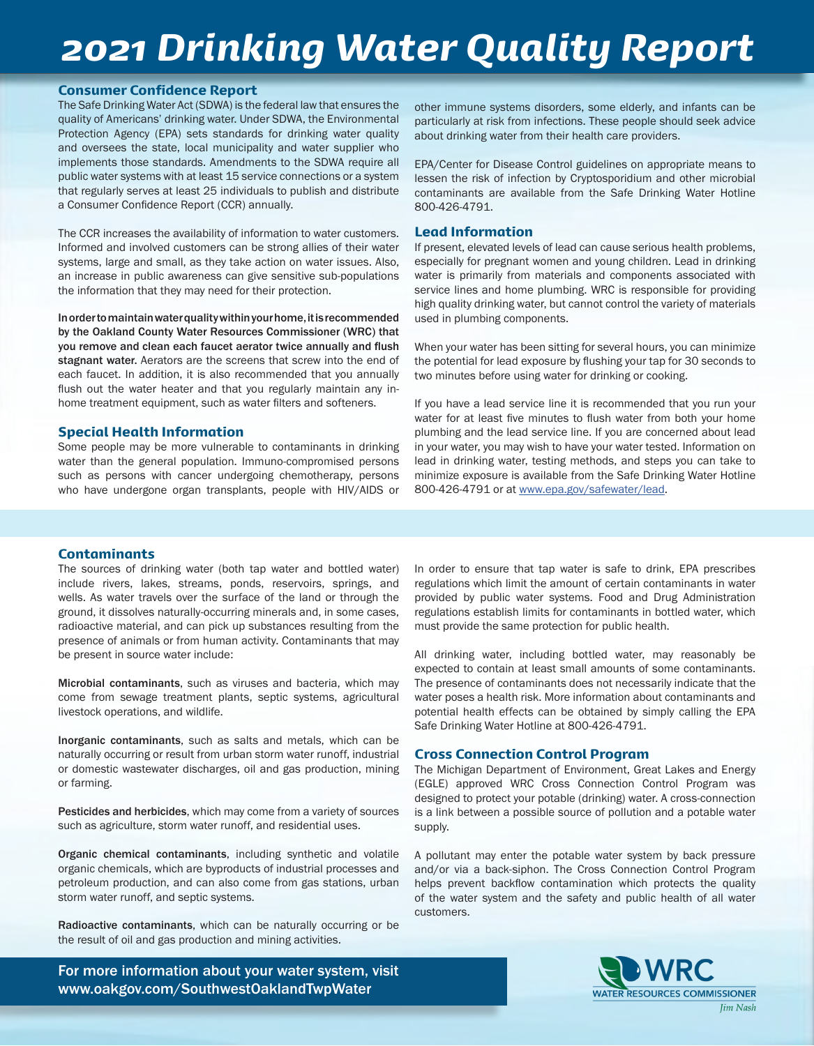# 2021 Drinking Water Quality Report

## Consumer Confidence Report

The Safe Drinking Water Act (SDWA) is the federal law that ensures the quality of Americans' drinking water. Under SDWA, the Environmental Protection Agency (EPA) sets standards for drinking water quality and oversees the state, local municipality and water supplier who implements those standards. Amendments to the SDWA require all public water systems with at least 15 service connections or a system that regularly serves at least 25 individuals to publish and distribute a Consumer Confidence Report (CCR) annually.

The CCR increases the availability of information to water customers. Informed and involved customers can be strong allies of their water systems, large and small, as they take action on water issues. Also, an increase in public awareness can give sensitive sub-populations the information that they may need for their protection.

**In order to maintain water quality within your home, it is recommended by the Oakland County Water Resources Commissioner (WRC) that you remove and clean each faucet aerator twice annually and flush stagnant water.** Aerators are the screens that screw into the end of each faucet. In addition, it is also recommended that you annually flush out the water heater and that you regularly maintain any in-home treatment equipment, such as water filters and softeners.

## Special Health Information

Some people may be more vulnerable to contaminants in drinking water than the general population. Immuno-compromised persons such as persons with cancer undergoing chemotherapy, persons who have undergone organ transplants, people with HIV/AIDS or other immune systems disorders, some elderly, and infants can be particularly at risk from infections. These people should seek advice about drinking water from their health care providers.

EPA/Center for Disease Control guidelines on appropriate means to lessen the risk of infection by Cryptosporidium and other microbial contaminants are available from the Safe Drinking Water Hotline 800-426-4791.

## Lead Information

If present, elevated levels of lead can cause serious health problems, especially for pregnant women and young children. Lead in drinking water is primarily from materials and components associated with service lines and home plumbing. WRC is responsible for providing high quality drinking water, but cannot control the variety of materials used in plumbing components.

When your water has been sitting for several hours, you can minimize the potential for lead exposure by flushing your tap for 30 seconds to two minutes before using water for drinking or cooking.

If you have a lead service line it is recommended that you run your water for at least five minutes to flush water from both your home plumbing and the lead service line. If you are concerned about lead in your water, you may wish to have your water tested. Information on lead in drinking water, testing methods, and steps you can take to minimize exposure is available from the Safe Drinking Water Hotline 800-426-4791 or at www.epa.gov/safewater/lead.

## Contaminants

The sources of drinking water (both tap water and bottled water) include rivers, lakes, streams, ponds, reservoirs, springs, and wells. As water travels over the surface of the land or through the ground, it dissolves naturally-occurring minerals and, in some cases, radioactive material, and can pick up substances resulting from the presence of animals or from human activity. Contaminants that may be present in source water include:

**Microbial contaminants**, such as viruses and bacteria, which may come from sewage treatment plants, septic systems, agricultural livestock operations, and wildlife.

**Inorganic contaminants**, such as salts and metals, which can be naturally occurring or result from urban storm water runoff, industrial or domestic wastewater discharges, oil and gas production, mining or farming.

**Pesticides and herbicides**, which may come from a variety of sources such as agriculture, storm water runoff, and residential uses.

**Organic chemical contaminants**, including synthetic and volatile organic chemicals, which are byproducts of industrial processes and petroleum production, and can also come from gas stations, urban storm water runoff, and septic systems.

**Radioactive contaminants**, which can be naturally occurring or be the result of oil and gas production and mining activities.

In order to ensure that tap water is safe to drink, EPA prescribes regulations which limit the amount of certain contaminants in water provided by public water systems. Food and Drug Administration regulations establish limits for contaminants in bottled water, which must provide the same protection for public health.

All drinking water, including bottled water, may reasonably be expected to contain at least small amounts of some contaminants. The presence of contaminants does not necessarily indicate that the water poses a health risk. More information about contaminants and potential health effects can be obtained by simply calling the EPA Safe Drinking Water Hotline at 800-426-4791.

## Cross Connection Control Program

The Michigan Department of Environment, Great Lakes and Energy (EGLE) approved WRC Cross Connection Control Program was designed to protect your potable (drinking) water. A cross-connection is a link between a possible source of pollution and a potable water supply.

A pollutant may enter the potable water system by back pressure and/or via a back-siphon. The Cross Connection Control Program helps prevent backflow contamination which protects the quality of the water system and the safety and public health of all water customers.

For more information about your water system, visit www.oakgov.com/SouthwestOaklandTwpWater

WRC WATER RESOURCES COMMISSIONER *Jim Nash*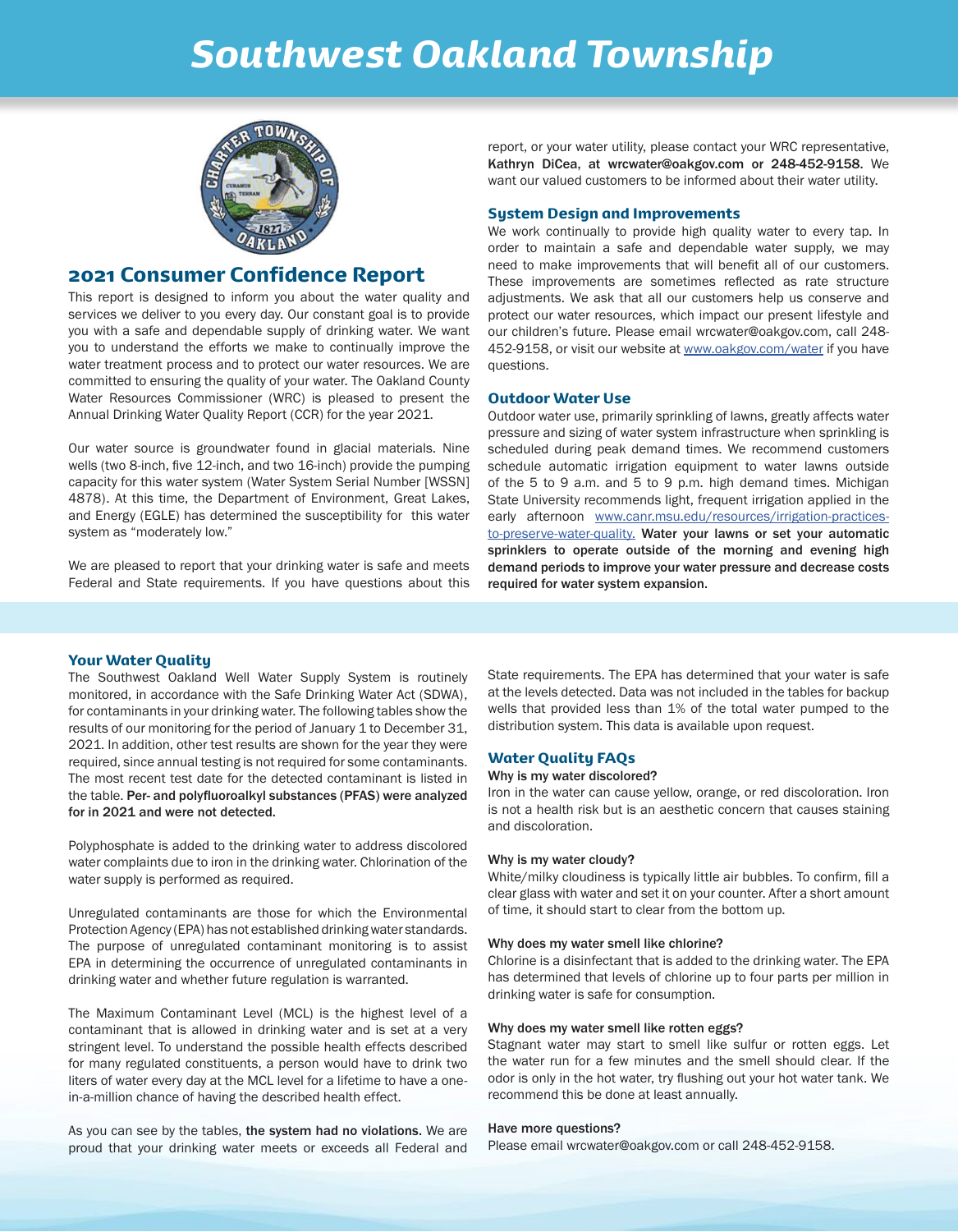# Southwest Oakland Township

## 2021 Consumer Confidence Report

This report is designed to inform you about the water quality and services we deliver to you every day. Our constant goal is to provide you with a safe and dependable supply of drinking water. We want you to understand the efforts we make to continually improve the water treatment process and to protect our water resources. We are committed to ensuring the quality of your water. The Oakland County Water Resources Commissioner (WRC) is pleased to present the Annual Drinking Water Quality Report (CCR) for the year 2021.

Our water source is groundwater found in glacial materials. Nine wells (two 8-inch, five 12-inch, and two 16-inch) provide the pumping capacity for this water system (Water System Serial Number [WSSN] 4878). At this time, the Department of Environment, Great Lakes, and Energy (EGLE) has determined the susceptibility for this water system as "moderately low."

We are pleased to report that your drinking water is safe and meets Federal and State requirements. If you have questions about this report, or your water utility, please contact your WRC representative, **Kathryn DiCea, at wrcwater@oakgov.com or 248-452-9158.** We want our valued customers to be informed about their water utility.

### System Design and Improvements

We work continually to provide high quality water to every tap. In order to maintain a safe and dependable water supply, we may need to make improvements that will benefit all of our customers. These improvements are sometimes reflected as rate structure adjustments. We ask that all our customers help us conserve and protect our water resources, which impact our present lifestyle and our children's future. Please email wrcwater@oakgov.com, call 248-452-9158, or visit our website at www.oakgov.com/water if you have questions.

### Outdoor Water Use

Outdoor water use, primarily sprinkling of lawns, greatly affects water pressure and sizing of water system infrastructure when sprinkling is scheduled during peak demand times. We recommend customers schedule automatic irrigation equipment to water lawns outside of the 5 to 9 a.m. and 5 to 9 p.m. high demand times. Michigan State University recommends light, frequent irrigation applied in the early afternoon www.canr.msu.edu/resources/irrigation-practices-to-preserve-water-quality. **Water your lawns or set your automatic sprinklers to operate outside of the morning and evening high demand periods to improve your water pressure and decrease costs required for water system expansion.**

### Your Water Quality

The Southwest Oakland Well Water Supply System is routinely monitored, in accordance with the Safe Drinking Water Act (SDWA), for contaminants in your drinking water. The following tables show the results of our monitoring for the period of January 1 to December 31, 2021. In addition, other test results are shown for the year they were required, since annual testing is not required for some contaminants. The most recent test date for the detected contaminant is listed in the table. **Per- and polyfluoroalkyl substances (PFAS) were analyzed for in 2021 and were not detected.**

Polyphosphate is added to the drinking water to address discolored water complaints due to iron in the drinking water. Chlorination of the water supply is performed as required.

Unregulated contaminants are those for which the Environmental Protection Agency (EPA) has not established drinking water standards. The purpose of unregulated contaminant monitoring is to assist EPA in determining the occurrence of unregulated contaminants in drinking water and whether future regulation is warranted.

The Maximum Contaminant Level (MCL) is the highest level of a contaminant that is allowed in drinking water and is set at a very stringent level. To understand the possible health effects described for many regulated constituents, a person would have to drink two liters of water every day at the MCL level for a lifetime to have a one-in-a-million chance of having the described health effect.

As you can see by the tables, **the system had no violations.** We are proud that your drinking water meets or exceeds all Federal and State requirements. The EPA has determined that your water is safe at the levels detected. Data was not included in the tables for backup wells that provided less than 1% of the total water pumped to the distribution system. This data is available upon request.

### Water Quality FAQs

**Why is my water discolored?**
Iron in the water can cause yellow, orange, or red discoloration. Iron is not a health risk but is an aesthetic concern that causes staining and discoloration.

**Why is my water cloudy?**
White/milky cloudiness is typically little air bubbles. To confirm, fill a clear glass with water and set it on your counter. After a short amount of time, it should start to clear from the bottom up.

**Why does my water smell like chlorine?**
Chlorine is a disinfectant that is added to the drinking water. The EPA has determined that levels of chlorine up to four parts per million in drinking water is safe for consumption.

**Why does my water smell like rotten eggs?**
Stagnant water may start to smell like sulfur or rotten eggs. Let the water run for a few minutes and the smell should clear. If the odor is only in the hot water, try flushing out your hot water tank. We recommend this be done at least annually.

**Have more questions?**
Please email wrcwater@oakgov.com or call 248-452-9158.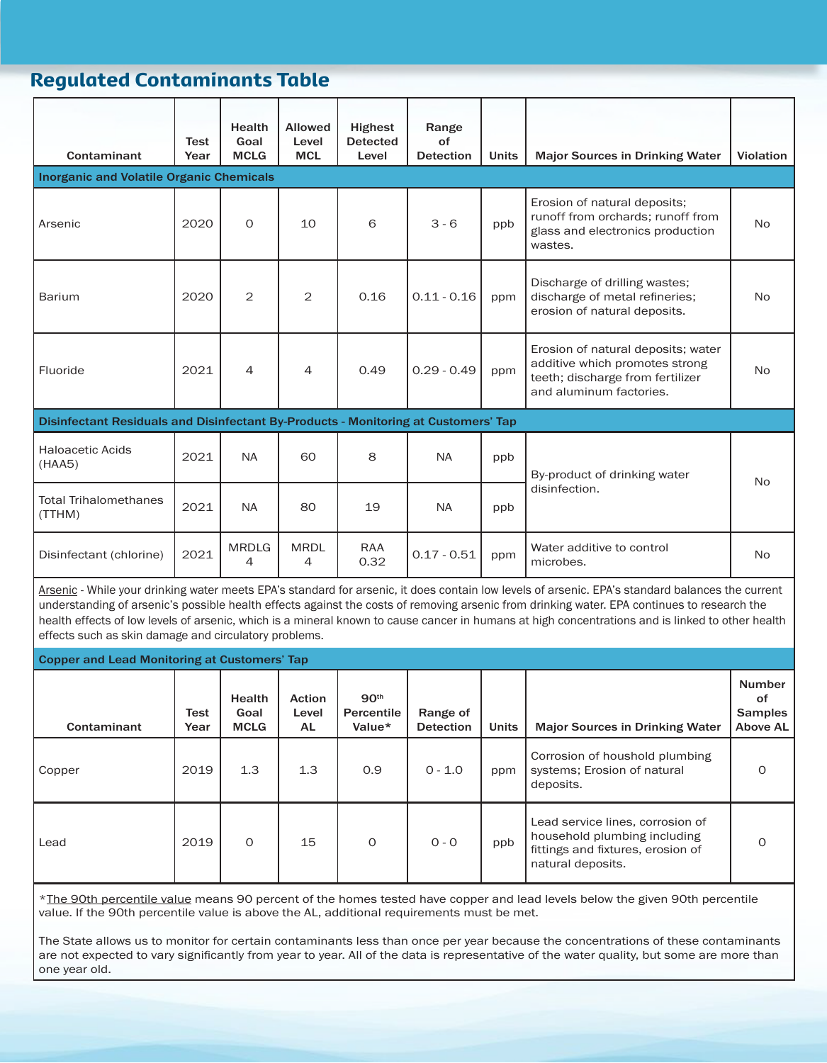## Regulated Contaminants Table

| Contaminant | Test Year | Health Goal MCLG | Allowed Level MCL | Highest Detected Level | Range of Detection | Units | Major Sources in Drinking Water | Violation |
|---|---|---|---|---|---|---|---|---|
| **Inorganic and Volatile Organic Chemicals** | | | | | | | | |
| Arsenic | 2020 | 0 | 10 | 6 | 3 - 6 | ppb | Erosion of natural deposits; runoff from orchards; runoff from glass and electronics production wastes. | No |
| Barium | 2020 | 2 | 2 | 0.16 | 0.11 - 0.16 | ppm | Discharge of drilling wastes; discharge of metal refineries; erosion of natural deposits. | No |
| Fluoride | 2021 | 4 | 4 | 0.49 | 0.29 - 0.49 | ppm | Erosion of natural deposits; water additive which promotes strong teeth; discharge from fertilizer and aluminum factories. | No |
| **Disinfectant Residuals and Disinfectant By-Products - Monitoring at Customers' Tap** | | | | | | | | |
| Haloacetic Acids (HAA5) | 2021 | NA | 60 | 8 | NA | ppb | By-product of drinking water disinfection. | No |
| Total Trihalomethanes (TTHM) | 2021 | NA | 80 | 19 | NA | ppb | By-product of drinking water disinfection. | No |
| Disinfectant (chlorine) | 2021 | MRDLG 4 | MRDL 4 | RAA 0.32 | 0.17 - 0.51 | ppm | Water additive to control microbes. | No |

Arsenic - While your drinking water meets EPA's standard for arsenic, it does contain low levels of arsenic. EPA's standard balances the current understanding of arsenic's possible health effects against the costs of removing arsenic from drinking water. EPA continues to research the health effects of low levels of arsenic, which is a mineral known to cause cancer in humans at high concentrations and is linked to other health effects such as skin damage and circulatory problems.

**Copper and Lead Monitoring at Customers' Tap**

| Contaminant | Test Year | Health Goal MCLG | Action Level AL | 90th Percentile Value* | Range of Detection | Units | Major Sources in Drinking Water | Number of Samples Above AL |
|---|---|---|---|---|---|---|---|---|
| Copper | 2019 | 1.3 | 1.3 | 0.9 | 0 - 1.0 | ppm | Corrosion of houshold plumbing systems; Erosion of natural deposits. | 0 |
| Lead | 2019 | 0 | 15 | 0 | 0 - 0 | ppb | Lead service lines, corrosion of household plumbing including fittings and fixtures, erosion of natural deposits. | 0 |

*The 90th percentile value means 90 percent of the homes tested have copper and lead levels below the given 90th percentile value. If the 90th percentile value is above the AL, additional requirements must be met.

The State allows us to monitor for certain contaminants less than once per year because the concentrations of these contaminants are not expected to vary significantly from year to year. All of the data is representative of the water quality, but some are more than one year old.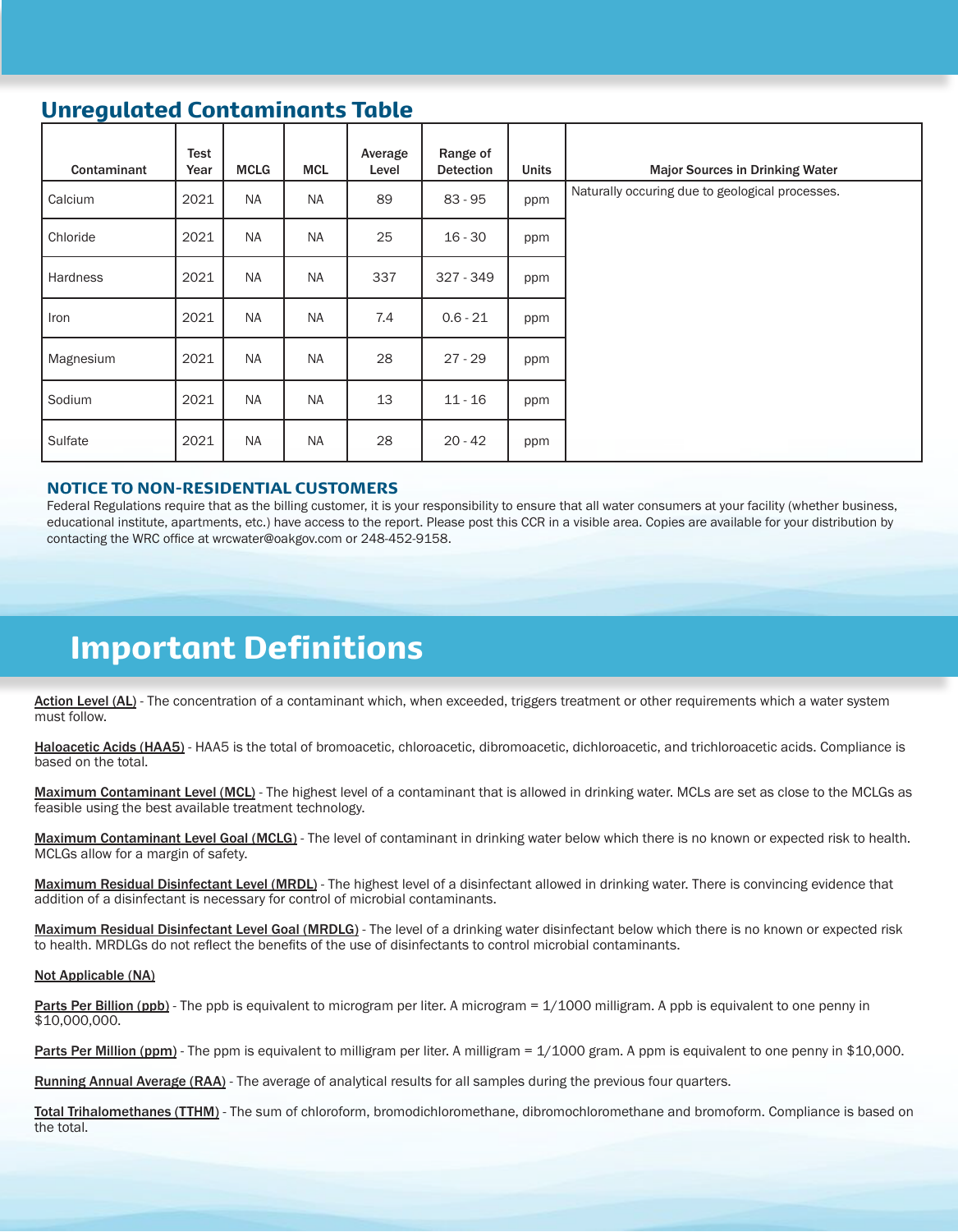## Unregulated Contaminants Table

| Contaminant | Test Year | MCLG | MCL | Average Level | Range of Detection | Units | Major Sources in Drinking Water |
|---|---|---|---|---|---|---|---|
| Calcium | 2021 | NA | NA | 89 | 83 - 95 | ppm | Naturally occuring due to geological processes. |
| Chloride | 2021 | NA | NA | 25 | 16 - 30 | ppm | |
| Hardness | 2021 | NA | NA | 337 | 327 - 349 | ppm | |
| Iron | 2021 | NA | NA | 7.4 | 0.6 - 21 | ppm | |
| Magnesium | 2021 | NA | NA | 28 | 27 - 29 | ppm | |
| Sodium | 2021 | NA | NA | 13 | 11 - 16 | ppm | |
| Sulfate | 2021 | NA | NA | 28 | 20 - 42 | ppm | |

### NOTICE TO NON-RESIDENTIAL CUSTOMERS

Federal Regulations require that as the billing customer, it is your responsibility to ensure that all water consumers at your facility (whether business, educational institute, apartments, etc.) have access to the report. Please post this CCR in a visible area. Copies are available for your distribution by contacting the WRC office at wrcwater@oakgov.com or 248-452-9158.

# Important Definitions

Action Level (AL) - The concentration of a contaminant which, when exceeded, triggers treatment or other requirements which a water system must follow.

Haloacetic Acids (HAA5) - HAA5 is the total of bromoacetic, chloroacetic, dibromoacetic, dichloroacetic, and trichloroacetic acids. Compliance is based on the total.

Maximum Contaminant Level (MCL) - The highest level of a contaminant that is allowed in drinking water. MCLs are set as close to the MCLGs as feasible using the best available treatment technology.

Maximum Contaminant Level Goal (MCLG) - The level of contaminant in drinking water below which there is no known or expected risk to health. MCLGs allow for a margin of safety.

Maximum Residual Disinfectant Level (MRDL) - The highest level of a disinfectant allowed in drinking water. There is convincing evidence that addition of a disinfectant is necessary for control of microbial contaminants.

Maximum Residual Disinfectant Level Goal (MRDLG) - The level of a drinking water disinfectant below which there is no known or expected risk to health. MRDLGs do not reflect the benefits of the use of disinfectants to control microbial contaminants.

Not Applicable (NA)

Parts Per Billion (ppb) - The ppb is equivalent to microgram per liter. A microgram = 1/1000 milligram. A ppb is equivalent to one penny in $10,000,000.

Parts Per Million (ppm) - The ppm is equivalent to milligram per liter. A milligram = 1/1000 gram. A ppm is equivalent to one penny in $10,000.

Running Annual Average (RAA) - The average of analytical results for all samples during the previous four quarters.

Total Trihalomethanes (TTHM) - The sum of chloroform, bromodichloromethane, dibromochloromethane and bromoform. Compliance is based on the total.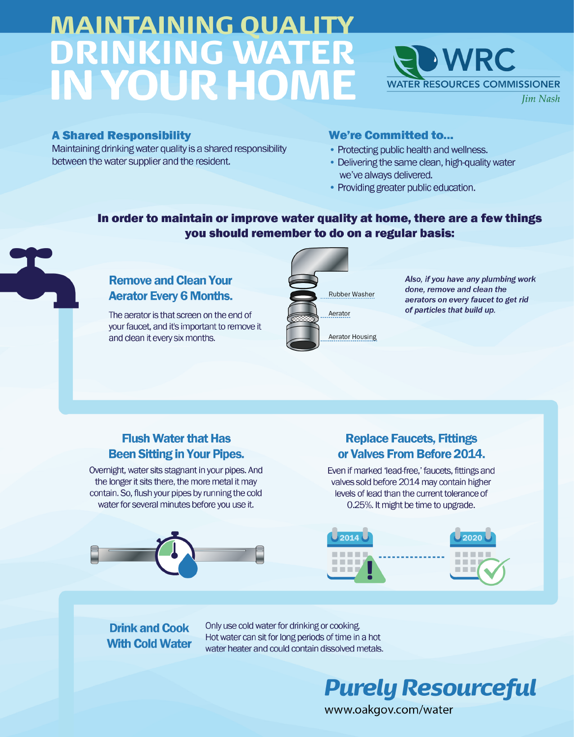# MAINTAINING QUALITY DRINKING WATER IN YOUR HOME

WRC
WATER RESOURCES COMMISSIONER
*Jim Nash*

## A Shared Responsibility

Maintaining drinking water quality is a shared responsibility between the water supplier and the resident.

## We're Committed to...

- Protecting public health and wellness.
- Delivering the same clean, high-quality water we've always delivered.
- Providing greater public education.

**In order to maintain or improve water quality at home, there are a few things you should remember to do on a regular basis:**

### Remove and Clean Your Aerator Every 6 Months.

The aerator is that screen on the end of your faucet, and it's important to remove it and clean it every six months.

Rubber Washer

Aerator

Aerator Housing

***Also, if you have any plumbing work done, remove and clean the aerators on every faucet to get rid of particles that build up.***

### Flush Water that Has Been Sitting in Your Pipes.

Overnight, water sits stagnant in your pipes. And the longer it sits there, the more metal it may contain. So, flush your pipes by running the cold water for several minutes before you use it.

### Replace Faucets, Fittings or Valves From Before 2014.

Even if marked 'lead-free,' faucets, fittings and valves sold before 2014 may contain higher levels of lead than the current tolerance of 0.25%. It might be time to upgrade.

2014

2020

### Drink and Cook With Cold Water

Only use cold water for drinking or cooking. Hot water can sit for long periods of time in a hot water heater and could contain dissolved metals.

***Purely Resourceful***

www.oakgov.com/water